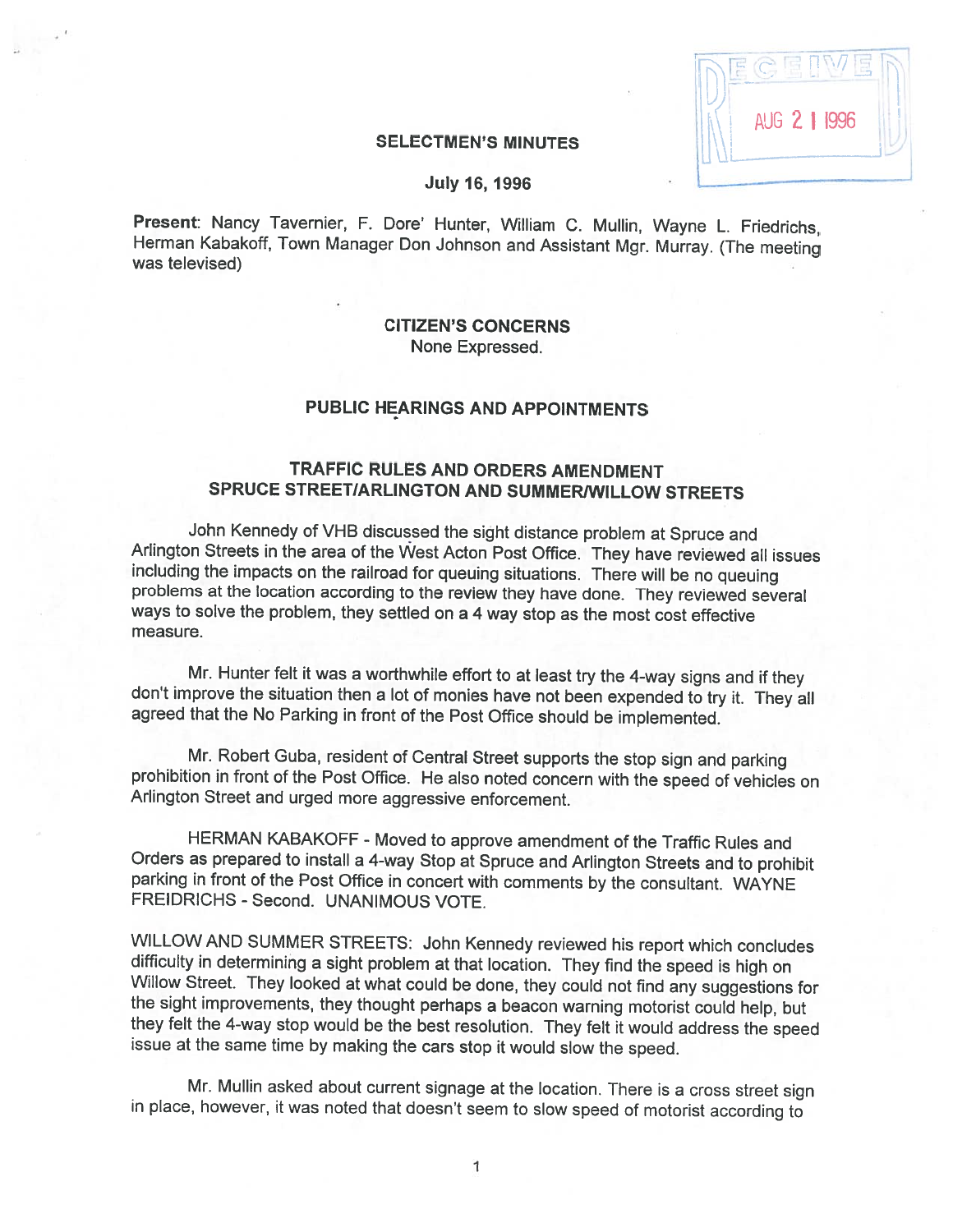RECEIVED AUG 21 1996

## SELECTMEN'S MINUTES

**July 16, 1996**

**Present**: Nancy Tavernier, F. Dore' Hunter, William C. Mullin, Wayne L. Friedrichs, Herman Kabakoff, Town Manager Don Johnson and Assistant Mgr. Murray. (The meeting was televised)

### CITIZEN'S CONCERNS

None Expressed.

### PUBLIC HEARINGS AND APPOINTMENTS

### TRAFFIC RULES AND ORDERS AMENDMENT SPRUCE STREET/ARLINGTON AND SUMMER/WILLOW STREETS

John Kennedy of VHB discussed the sight distance problem at Spruce and Arlington Streets in the area of the West Acton Post Office. They have reviewed all issues including the impacts on the railroad for queuing situations. There will be no queuing problems at the location according to the review they have done. They reviewed several ways to solve the problem, they settled on a 4 way stop as the most cost effective measure.

Mr. Hunter felt it was a worthwhile effort to at least try the 4-way signs and if they don't improve the situation then a lot of monies have not been expended to try it. They all agreed that the No Parking in front of the Post Office should be implemented.

Mr. Robert Guba, resident of Central Street supports the stop sign and parking prohibition in front of the Post Office. He also noted concern with the speed of vehicles on Arlington Street and urged more aggressive enforcement.

HERMAN KABAKOFF - Moved to approve amendment of the Traffic Rules and Orders as prepared to install a 4-way Stop at Spruce and Arlington Streets and to prohibit parking in front of the Post Office in concert with comments by the consultant. WAYNE FREIDRICHS - Second. UNANIMOUS VOTE.

WILLOW AND SUMMER STREETS: John Kennedy reviewed his report which concludes difficulty in determining a sight problem at that location. They find the speed is high on Willow Street. They looked at what could be done, they could not find any suggestions for the sight improvements, they thought perhaps a beacon warning motorist could help, but they felt the 4-way stop would be the best resolution. They felt it would address the speed issue at the same time by making the cars stop it would slow the speed.

Mr. Mullin asked about current signage at the location. There is a cross street sign in place, however, it was noted that doesn't seem to slow speed of motorist according to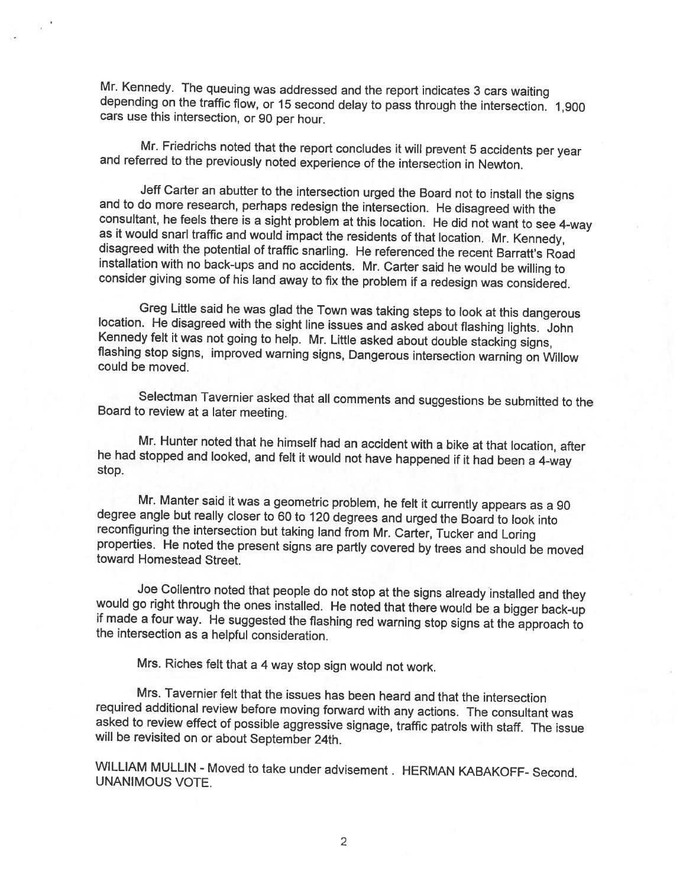Mr. Kennedy. The queuing was addressed and the report indicates 3 cars waiting depending on the traffic flow, or 15 second delay to pass through the intersection. 1,900 cars use this intersection, or 90 per hour.

Mr. Friedrichs noted that the report concludes it will prevent 5 accidents per year and referred to the previously noted experience of the intersection in Newton.

Jeff Carter an abutter to the intersection urged the Board not to install the signs and to do more research, perhaps redesign the intersection. He disagreed with the consultant, he feels there is a sight problem at this location. He did not want to see 4-way as it would snarl traffic and would impact the residents of that location. Mr. Kennedy, disagreed with the potential of traffic snarling. He referenced the recent Barratt's Road installation with no back-ups and no accidents. Mr. Carter said he would be willing to consider giving some of his land away to fix the problem if a redesign was considered.

Greg Little said he was glad the Town was taking steps to look at this dangerous location. He disagreed with the sight line issues and asked about flashing lights. John Kennedy felt it was not going to help. Mr. Little asked about double stacking signs, flashing stop signs, improved warning signs, Dangerous intersection warning on Willow could be moved.

Selectman Tavernier asked that all comments and suggestions be submitted to the Board to review at a later meeting.

Mr. Hunter noted that he himself had an accident with a bike at that location, after he had stopped and looked, and felt it would not have happened if it had been a 4-way stop.

Mr. Manter said it was a geometric problem, he felt it currently appears as a 90 degree angle but really closer to 60 to 120 degrees and urged the Board to look into reconfiguring the intersection but taking land from Mr. Carter, Tucker and Loring properties. He noted the present signs are partly covered by trees and should be moved toward Homestead Street.

Joe Collentro noted that people do not stop at the signs already installed and they would go right through the ones installed. He noted that there would be a bigger back-up if made a four way. He suggested the flashing red warning stop signs at the approach to the intersection as a helpful consideration.

Mrs. Riches felt that a 4 way stop sign would not work.

Mrs. Tavernier felt that the issues has been heard and that the intersection required additional review before moving forward with any actions. The consultant was asked to review effect of possible aggressive signage, traffic patrols with staff. The issue will be revisited on or about September 24th.

WILLIAM MULLIN - Moved to take under advisement . HERMAN KABAKOFF- Second. UNANIMOUS VOTE.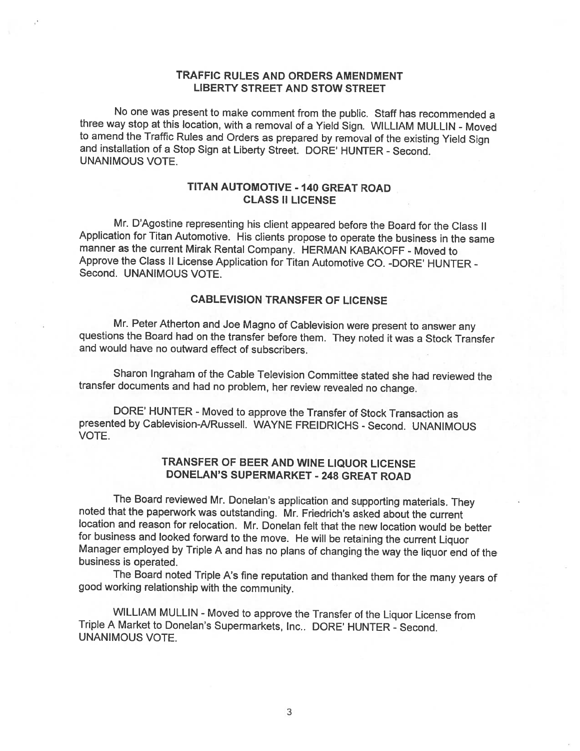## TRAFFIC RULES AND ORDERS AMENDMENT
## LIBERTY STREET AND STOW STREET

No one was present to make comment from the public. Staff has recommended a three way stop at this location, with a removal of a Yield Sign. WILLIAM MULLIN - Moved to amend the Traffic Rules and Orders as prepared by removal of the existing Yield Sign and installation of a Stop Sign at Liberty Street. DORE' HUNTER - Second. UNANIMOUS VOTE.

## TITAN AUTOMOTIVE - 140 GREAT ROAD
## CLASS II LICENSE

Mr. D'Agostine representing his client appeared before the Board for the Class II Application for Titan Automotive. His clients propose to operate the business in the same manner as the current Mirak Rental Company. HERMAN KABAKOFF - Moved to Approve the Class II License Application for Titan Automotive CO. -DORE' HUNTER - Second. UNANIMOUS VOTE.

## CABLEVISION TRANSFER OF LICENSE

Mr. Peter Atherton and Joe Magno of Cablevision were present to answer any questions the Board had on the transfer before them. They noted it was a Stock Transfer and would have no outward effect of subscribers.

Sharon Ingraham of the Cable Television Committee stated she had reviewed the transfer documents and had no problem, her review revealed no change.

DORE' HUNTER - Moved to approve the Transfer of Stock Transaction as presented by Cablevision-A/Russell. WAYNE FREIDRICHS - Second. UNANIMOUS VOTE.

## TRANSFER OF BEER AND WINE LIQUOR LICENSE
## DONELAN'S SUPERMARKET - 248 GREAT ROAD

The Board reviewed Mr. Donelan's application and supporting materials. They noted that the paperwork was outstanding. Mr. Friedrich's asked about the current location and reason for relocation. Mr. Donelan felt that the new location would be better for business and looked forward to the move. He will be retaining the current Liquor Manager employed by Triple A and has no plans of changing the way the liquor end of the business is operated.

The Board noted Triple A's fine reputation and thanked them for the many years of good working relationship with the community.

WILLIAM MULLIN - Moved to approve the Transfer of the Liquor License from Triple A Market to Donelan's Supermarkets, Inc.. DORE' HUNTER - Second. UNANIMOUS VOTE.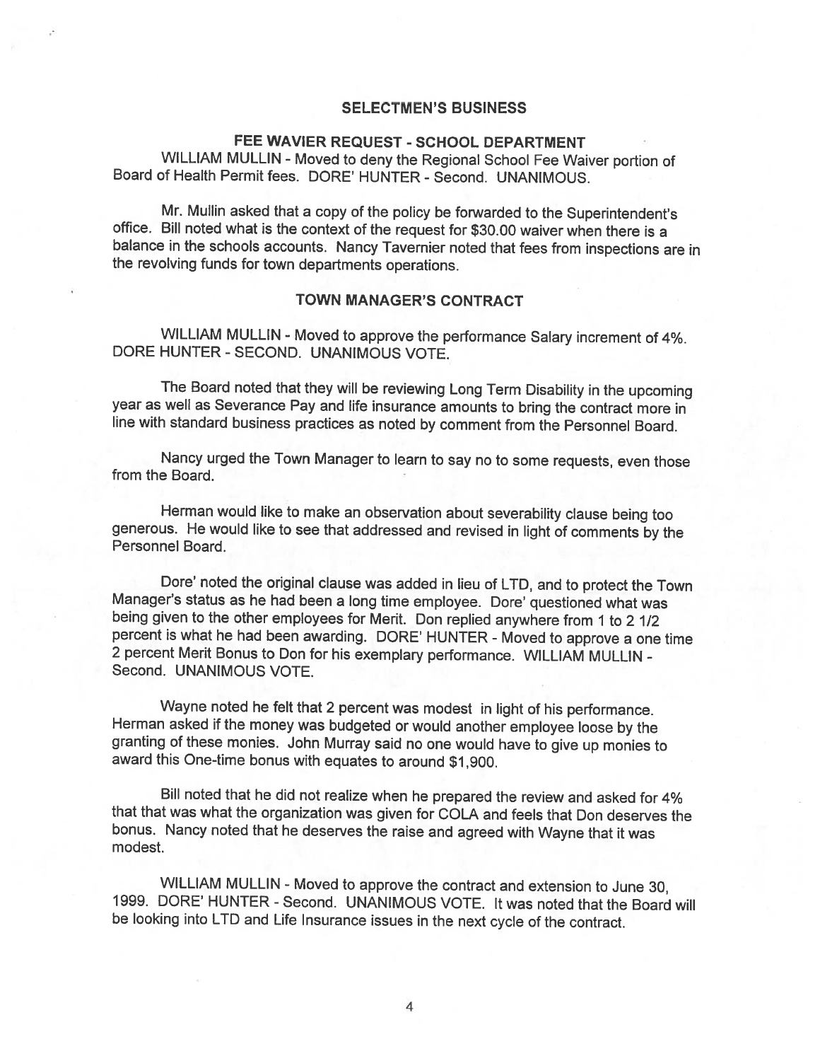## SELECTMEN'S BUSINESS

### FEE WAVIER REQUEST - SCHOOL DEPARTMENT

WILLIAM MULLIN - Moved to deny the Regional School Fee Waiver portion of Board of Health Permit fees. DORE' HUNTER - Second. UNANIMOUS.

Mr. Mullin asked that a copy of the policy be forwarded to the Superintendent's office. Bill noted what is the context of the request for $30.00 waiver when there is a balance in the schools accounts. Nancy Tavernier noted that fees from inspections are in the revolving funds for town departments operations.

### TOWN MANAGER'S CONTRACT

WILLIAM MULLIN - Moved to approve the performance Salary increment of 4%. DORE HUNTER - SECOND. UNANIMOUS VOTE.

The Board noted that they will be reviewing Long Term Disability in the upcoming year as well as Severance Pay and life insurance amounts to bring the contract more in line with standard business practices as noted by comment from the Personnel Board.

Nancy urged the Town Manager to learn to say no to some requests, even those from the Board.

Herman would like to make an observation about severability clause being too generous. He would like to see that addressed and revised in light of comments by the Personnel Board.

Dore' noted the original clause was added in lieu of LTD, and to protect the Town Manager's status as he had been a long time employee. Dore' questioned what was being given to the other employees for Merit. Don replied anywhere from 1 to 2 1/2 percent is what he had been awarding. DORE' HUNTER - Moved to approve a one time 2 percent Merit Bonus to Don for his exemplary performance. WILLIAM MULLIN - Second. UNANIMOUS VOTE.

Wayne noted he felt that 2 percent was modest in light of his performance. Herman asked if the money was budgeted or would another employee loose by the granting of these monies. John Murray said no one would have to give up monies to award this One-time bonus with equates to around $1,900.

Bill noted that he did not realize when he prepared the review and asked for 4% that that was what the organization was given for COLA and feels that Don deserves the bonus. Nancy noted that he deserves the raise and agreed with Wayne that it was modest.

WILLIAM MULLIN - Moved to approve the contract and extension to June 30, 1999. DORE' HUNTER - Second. UNANIMOUS VOTE. It was noted that the Board will be looking into LTD and Life Insurance issues in the next cycle of the contract.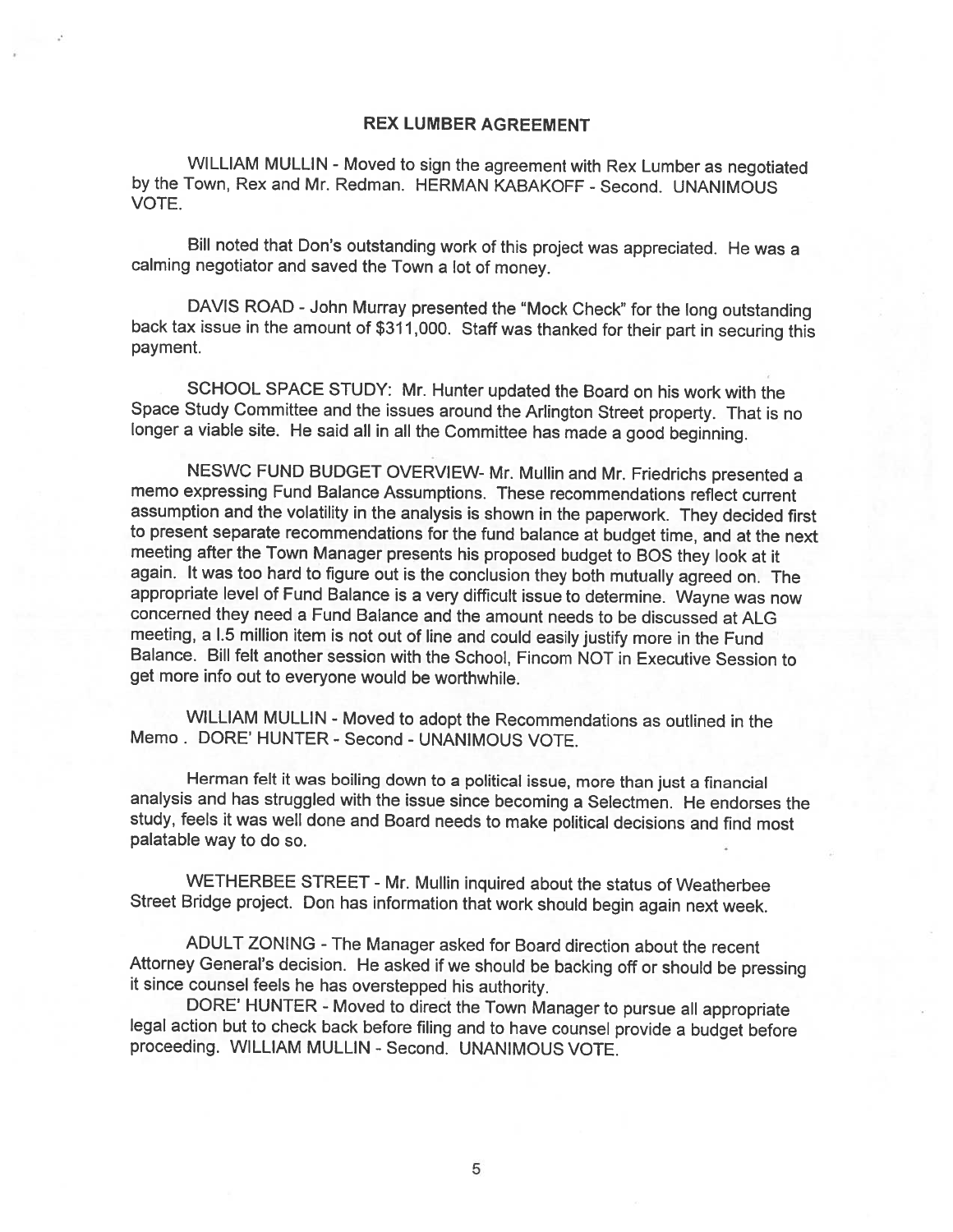## REX LUMBER AGREEMENT

WILLIAM MULLIN - Moved to sign the agreement with Rex Lumber as negotiated by the Town, Rex and Mr. Redman. HERMAN KABAKOFF - Second. UNANIMOUS VOTE.

Bill noted that Don's outstanding work of this project was appreciated. He was a calming negotiator and saved the Town a lot of money.

DAVIS ROAD - John Murray presented the "Mock Check" for the long outstanding back tax issue in the amount of $311,000. Staff was thanked for their part in securing this payment.

SCHOOL SPACE STUDY: Mr. Hunter updated the Board on his work with the Space Study Committee and the issues around the Arlington Street property. That is no longer a viable site. He said all in all the Committee has made a good beginning.

NESWC FUND BUDGET OVERVIEW- Mr. Mullin and Mr. Friedrichs presented a memo expressing Fund Balance Assumptions. These recommendations reflect current assumption and the volatility in the analysis is shown in the paperwork. They decided first to present separate recommendations for the fund balance at budget time, and at the next meeting after the Town Manager presents his proposed budget to BOS they look at it again. It was too hard to figure out is the conclusion they both mutually agreed on. The appropriate level of Fund Balance is a very difficult issue to determine. Wayne was now concerned they need a Fund Balance and the amount needs to be discussed at ALG meeting, a l.5 million item is not out of line and could easily justify more in the Fund Balance. Bill felt another session with the School, Fincom NOT in Executive Session to get more info out to everyone would be worthwhile.

WILLIAM MULLIN - Moved to adopt the Recommendations as outlined in the Memo . DORE' HUNTER - Second - UNANIMOUS VOTE.

Herman felt it was boiling down to a political issue, more than just a financial analysis and has struggled with the issue since becoming a Selectmen. He endorses the study, feels it was well done and Board needs to make political decisions and find most palatable way to do so.

WETHERBEE STREET - Mr. Mullin inquired about the status of Weatherbee Street Bridge project. Don has information that work should begin again next week.

ADULT ZONING - The Manager asked for Board direction about the recent Attorney General's decision. He asked if we should be backing off or should be pressing it since counsel feels he has overstepped his authority.

DORE' HUNTER - Moved to direct the Town Manager to pursue all appropriate legal action but to check back before filing and to have counsel provide a budget before proceeding. WILLIAM MULLIN - Second. UNANIMOUS VOTE.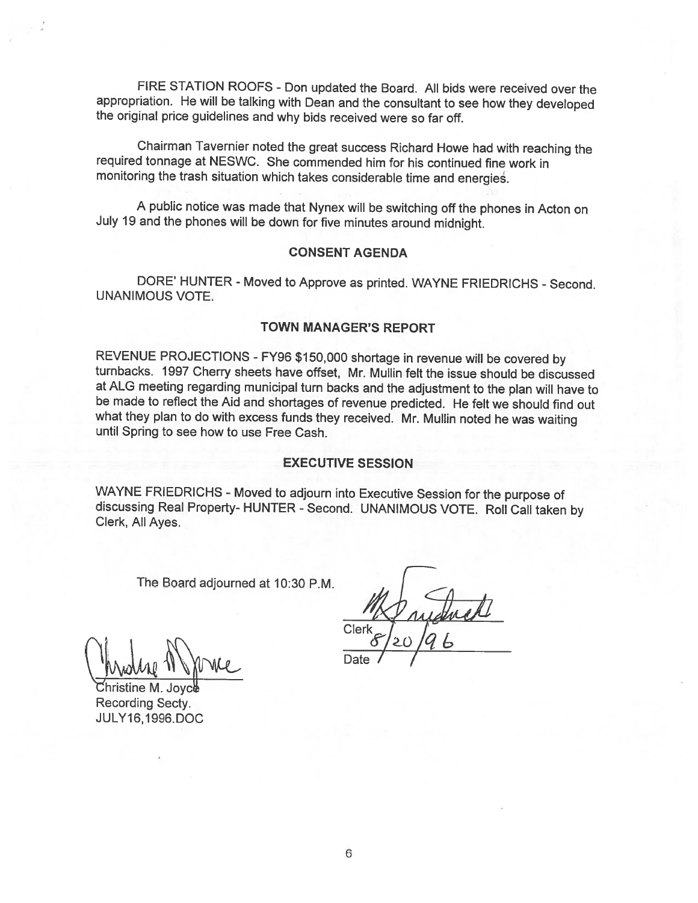FIRE STATION ROOFS - Don updated the Board. All bids were received over the appropriation. He will be talking with Dean and the consultant to see how they developed the original price guidelines and why bids received were so far off.

Chairman Tavernier noted the great success Richard Howe had with reaching the required tonnage at NESWC. She commended him for his continued fine work in monitoring the trash situation which takes considerable time and energies.

A public notice was made that Nynex will be switching off the phones in Acton on July 19 and the phones will be down for five minutes around midnight.

## CONSENT AGENDA

DORE' HUNTER - Moved to Approve as printed. WAYNE FRIEDRICHS - Second. UNANIMOUS VOTE.

## TOWN MANAGER'S REPORT

REVENUE PROJECTIONS - FY96 $150,000 shortage in revenue will be covered by turnbacks. 1997 Cherry sheets have offset, Mr. Mullin felt the issue should be discussed at ALG meeting regarding municipal turn backs and the adjustment to the plan will have to be made to reflect the Aid and shortages of revenue predicted. He felt we should find out what they plan to do with excess funds they received. Mr. Mullin noted he was waiting until Spring to see how to use Free Cash.

## EXECUTIVE SESSION

WAYNE FRIEDRICHS - Moved to adjourn into Executive Session for the purpose of discussing Real Property- HUNTER - Second. UNANIMOUS VOTE. Roll Call taken by Clerk, All Ayes.

The Board adjourned at 10:30 P.M.

Clerk

8/20/96
Date

Christine M. Joyce
Recording Secty.
JULY16,1996.DOC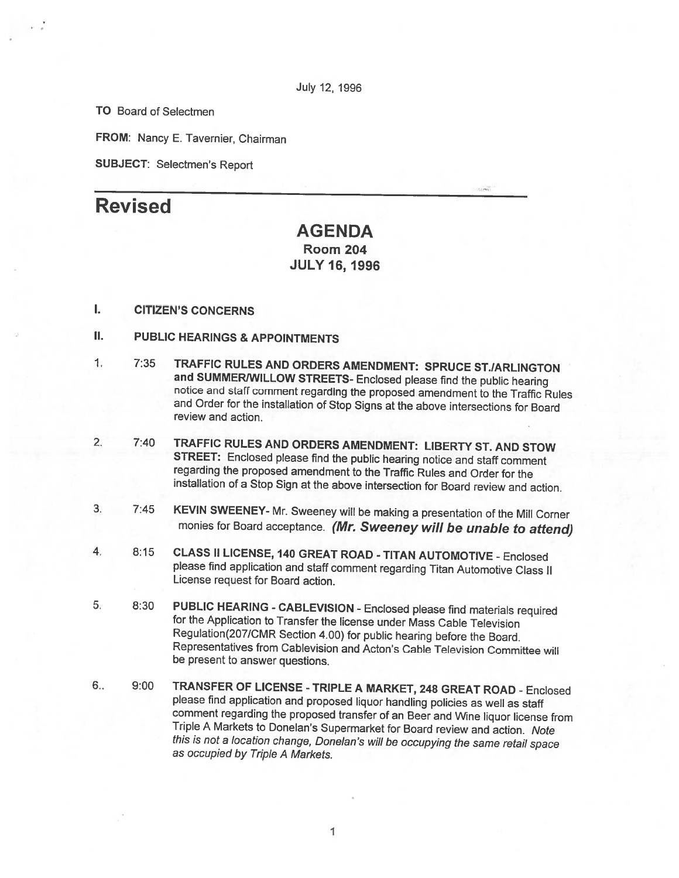July 12, 1996

**TO** Board of Selectmen

**FROM:** Nancy E. Tavernier, Chairman

**SUBJECT:** Selectmen's Report

# Revised

## AGENDA
### Room 204
### JULY 16, 1996

**I. CITIZEN'S CONCERNS**

**II. PUBLIC HEARINGS & APPOINTMENTS**

1. 7:35 **TRAFFIC RULES AND ORDERS AMENDMENT: SPRUCE ST./ARLINGTON and SUMMER/WILLOW STREETS**- Enclosed please find the public hearing notice and staff comment regarding the proposed amendment to the Traffic Rules and Order for the installation of Stop Signs at the above intersections for Board review and action.

2. 7:40 **TRAFFIC RULES AND ORDERS AMENDMENT: LIBERTY ST. AND STOW STREET:** Enclosed please find the public hearing notice and staff comment regarding the proposed amendment to the Traffic Rules and Order for the installation of a Stop Sign at the above intersection for Board review and action.

3. 7:45 **KEVIN SWEENEY**- Mr. Sweeney will be making a presentation of the Mill Corner monies for Board acceptance. ***(Mr. Sweeney will be unable to attend)***

4. 8:15 **CLASS II LICENSE, 140 GREAT ROAD - TITAN AUTOMOTIVE** - Enclosed please find application and staff comment regarding Titan Automotive Class II License request for Board action.

5. 8:30 **PUBLIC HEARING - CABLEVISION** - Enclosed please find materials required for the Application to Transfer the license under Mass Cable Television Regulation(207/CMR Section 4.00) for public hearing before the Board. Representatives from Cablevision and Acton's Cable Television Committee will be present to answer questions.

6.. 9:00 **TRANSFER OF LICENSE - TRIPLE A MARKET, 248 GREAT ROAD** - Enclosed please find application and proposed liquor handling policies as well as staff comment regarding the proposed transfer of an Beer and Wine liquor license from Triple A Markets to Donelan's Supermarket for Board review and action. *Note this is not a location change, Donelan's will be occupying the same retail space as occupied by Triple A Markets.*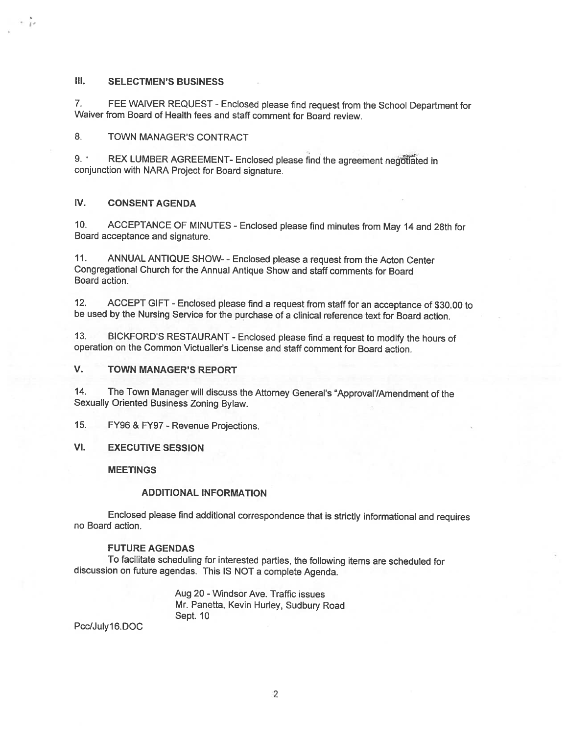## III. SELECTMEN'S BUSINESS

7. FEE WAIVER REQUEST - Enclosed please find request from the School Department for Waiver from Board of Health fees and staff comment for Board review.

8. TOWN MANAGER'S CONTRACT

9. REX LUMBER AGREEMENT- Enclosed please find the agreement negotiated in conjunction with NARA Project for Board signature.

## IV. CONSENT AGENDA

10. ACCEPTANCE OF MINUTES - Enclosed please find minutes from May 14 and 28th for Board acceptance and signature.

11. ANNUAL ANTIQUE SHOW- - Enclosed please a request from the Acton Center Congregational Church for the Annual Antique Show and staff comments for Board Board action.

12. ACCEPT GIFT - Enclosed please find a request from staff for an acceptance of $30.00 to be used by the Nursing Service for the purchase of a clinical reference text for Board action.

13. BICKFORD'S RESTAURANT - Enclosed please find a request to modify the hours of operation on the Common Victualler's License and staff comment for Board action.

## V. TOWN MANAGER'S REPORT

14. The Town Manager will discuss the Attorney General's "Approval"/Amendment of the Sexually Oriented Business Zoning Bylaw.

15. FY96 & FY97 - Revenue Projections.

## VI. EXECUTIVE SESSION

**MEETINGS**

**ADDITIONAL INFORMATION**

Enclosed please find additional correspondence that is strictly informational and requires no Board action.

**FUTURE AGENDAS**

To facilitate scheduling for interested parties, the following items are scheduled for discussion on future agendas. This IS NOT a complete Agenda.

Aug 20 - Windsor Ave. Traffic issues
Mr. Panetta, Kevin Hurley, Sudbury Road
Sept. 10

Pcc/July16.DOC